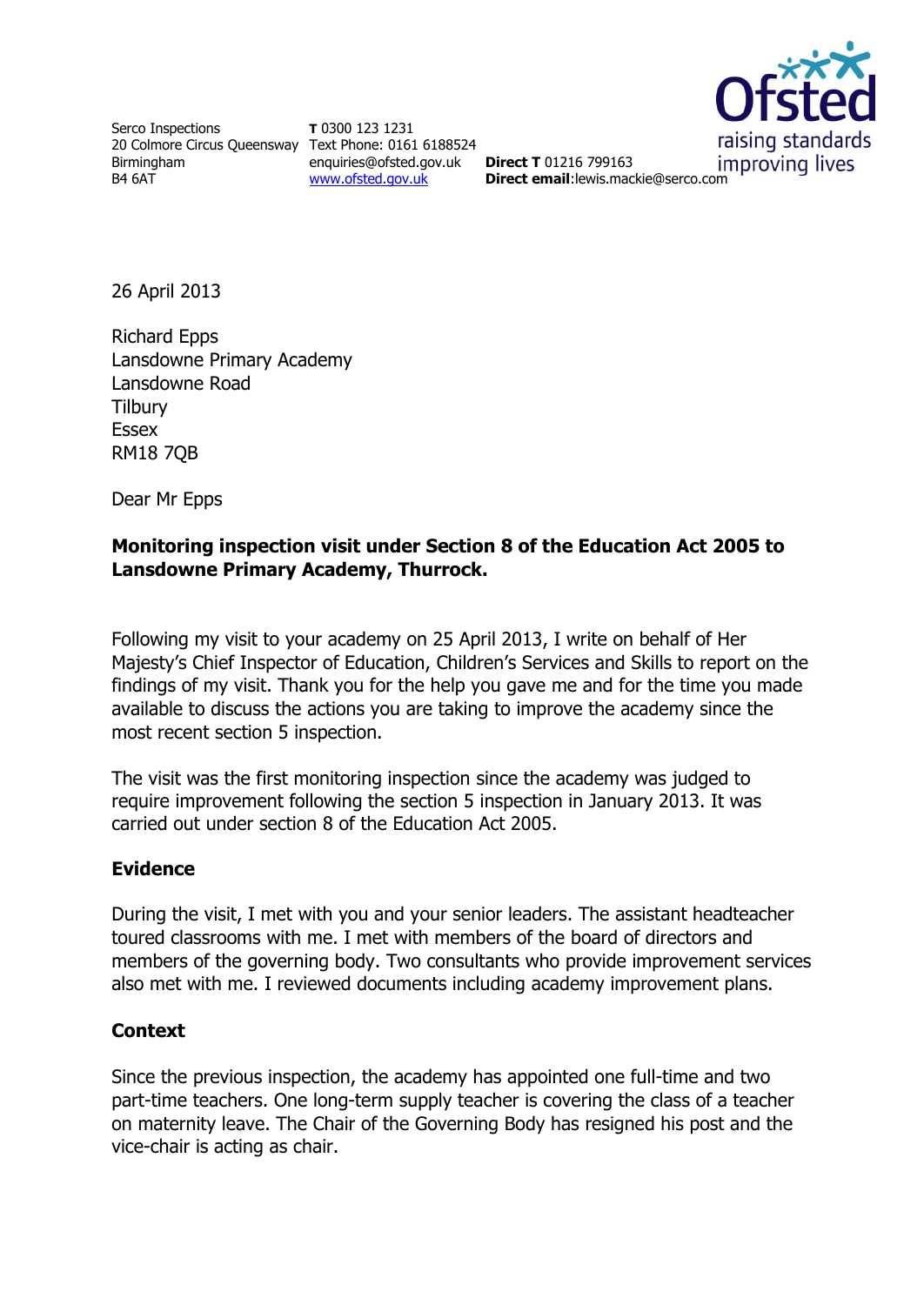Serco Inspections
20 Colmore Circus Queensway
Birmingham
B4 6AT

**T** 0300 123 1231
Text Phone: 0161 6188524
enquiries@ofsted.gov.uk
www.ofsted.gov.uk

**Direct T** 01216 799163
**Direct email**:lewis.mackie@serco.com

26 April 2013

Richard Epps
Lansdowne Primary Academy
Lansdowne Road
Tilbury
Essex
RM18 7QB

Dear Mr Epps

**Monitoring inspection visit under Section 8 of the Education Act 2005 to Lansdowne Primary Academy, Thurrock.**

Following my visit to your academy on 25 April 2013, I write on behalf of Her Majesty's Chief Inspector of Education, Children's Services and Skills to report on the findings of my visit. Thank you for the help you gave me and for the time you made available to discuss the actions you are taking to improve the academy since the most recent section 5 inspection.

The visit was the first monitoring inspection since the academy was judged to require improvement following the section 5 inspection in January 2013. It was carried out under section 8 of the Education Act 2005.

## Evidence

During the visit, I met with you and your senior leaders. The assistant headteacher toured classrooms with me. I met with members of the board of directors and members of the governing body. Two consultants who provide improvement services also met with me. I reviewed documents including academy improvement plans.

## Context

Since the previous inspection, the academy has appointed one full-time and two part-time teachers. One long-term supply teacher is covering the class of a teacher on maternity leave. The Chair of the Governing Body has resigned his post and the vice-chair is acting as chair.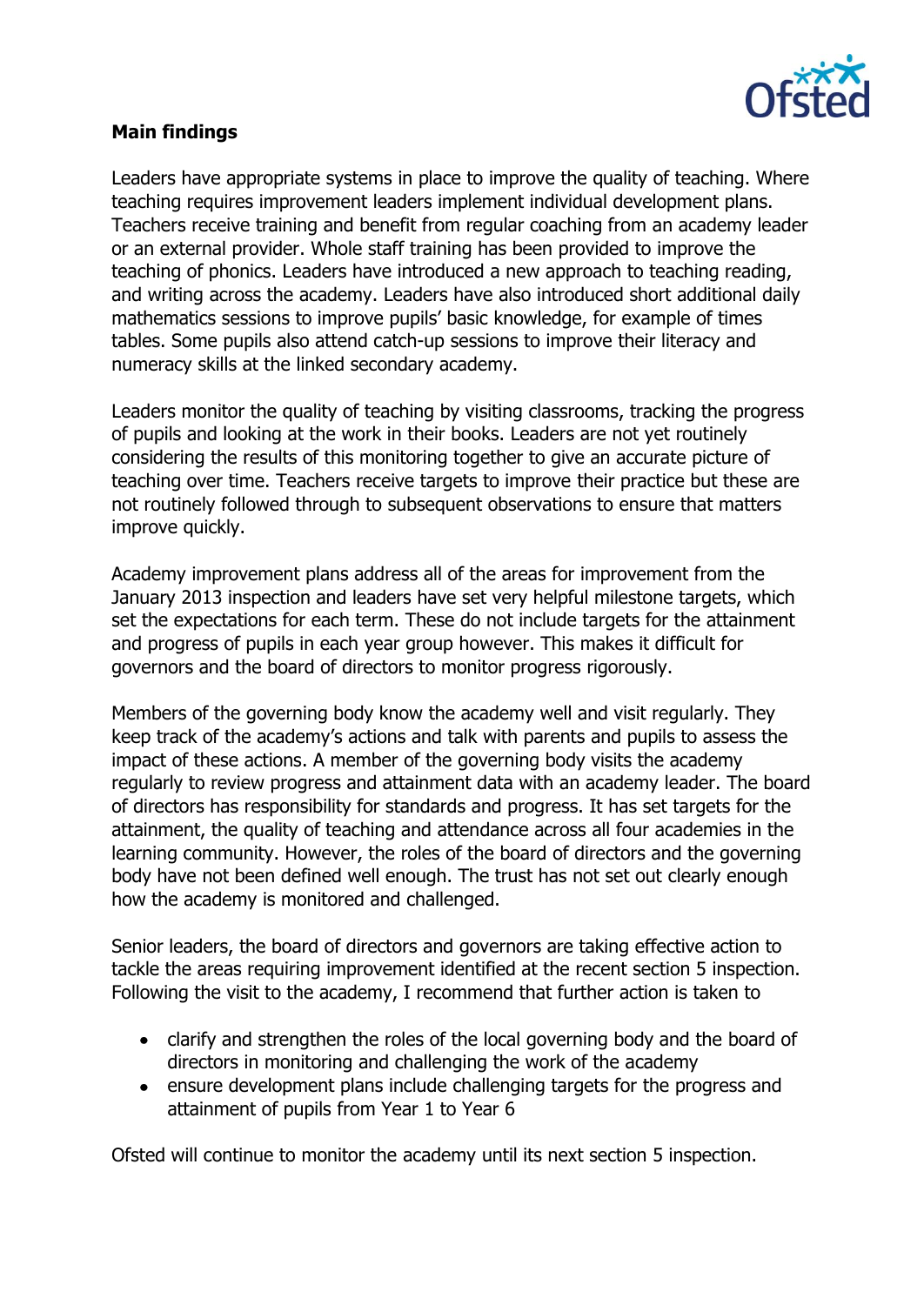**Main findings**

Leaders have appropriate systems in place to improve the quality of teaching. Where teaching requires improvement leaders implement individual development plans. Teachers receive training and benefit from regular coaching from an academy leader or an external provider. Whole staff training has been provided to improve the teaching of phonics. Leaders have introduced a new approach to teaching reading, and writing across the academy. Leaders have also introduced short additional daily mathematics sessions to improve pupils' basic knowledge, for example of times tables. Some pupils also attend catch-up sessions to improve their literacy and numeracy skills at the linked secondary academy.

Leaders monitor the quality of teaching by visiting classrooms, tracking the progress of pupils and looking at the work in their books. Leaders are not yet routinely considering the results of this monitoring together to give an accurate picture of teaching over time. Teachers receive targets to improve their practice but these are not routinely followed through to subsequent observations to ensure that matters improve quickly.

Academy improvement plans address all of the areas for improvement from the January 2013 inspection and leaders have set very helpful milestone targets, which set the expectations for each term. These do not include targets for the attainment and progress of pupils in each year group however. This makes it difficult for governors and the board of directors to monitor progress rigorously.

Members of the governing body know the academy well and visit regularly. They keep track of the academy's actions and talk with parents and pupils to assess the impact of these actions. A member of the governing body visits the academy regularly to review progress and attainment data with an academy leader. The board of directors has responsibility for standards and progress. It has set targets for the attainment, the quality of teaching and attendance across all four academies in the learning community. However, the roles of the board of directors and the governing body have not been defined well enough. The trust has not set out clearly enough how the academy is monitored and challenged.

Senior leaders, the board of directors and governors are taking effective action to tackle the areas requiring improvement identified at the recent section 5 inspection. Following the visit to the academy, I recommend that further action is taken to

- clarify and strengthen the roles of the local governing body and the board of directors in monitoring and challenging the work of the academy
- ensure development plans include challenging targets for the progress and attainment of pupils from Year 1 to Year 6

Ofsted will continue to monitor the academy until its next section 5 inspection.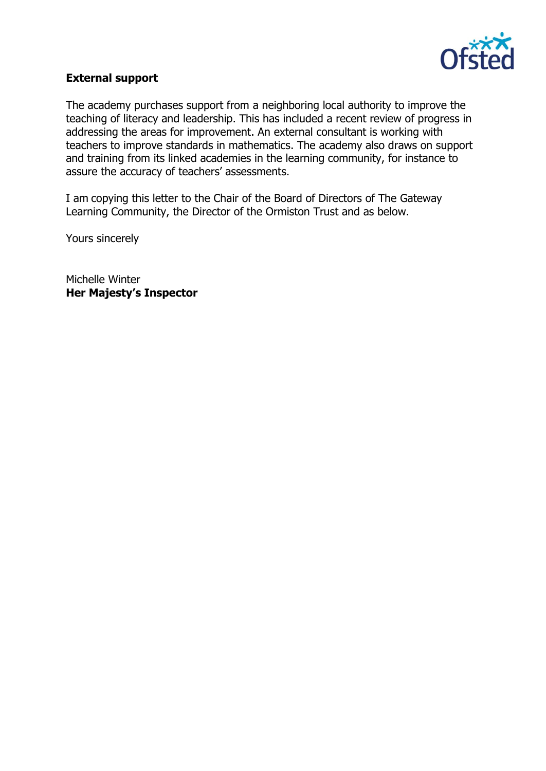**External support**

The academy purchases support from a neighboring local authority to improve the teaching of literacy and leadership. This has included a recent review of progress in addressing the areas for improvement. An external consultant is working with teachers to improve standards in mathematics. The academy also draws on support and training from its linked academies in the learning community, for instance to assure the accuracy of teachers' assessments.

I am copying this letter to the Chair of the Board of Directors of The Gateway Learning Community, the Director of the Ormiston Trust and as below.

Yours sincerely

Michelle Winter
**Her Majesty's Inspector**